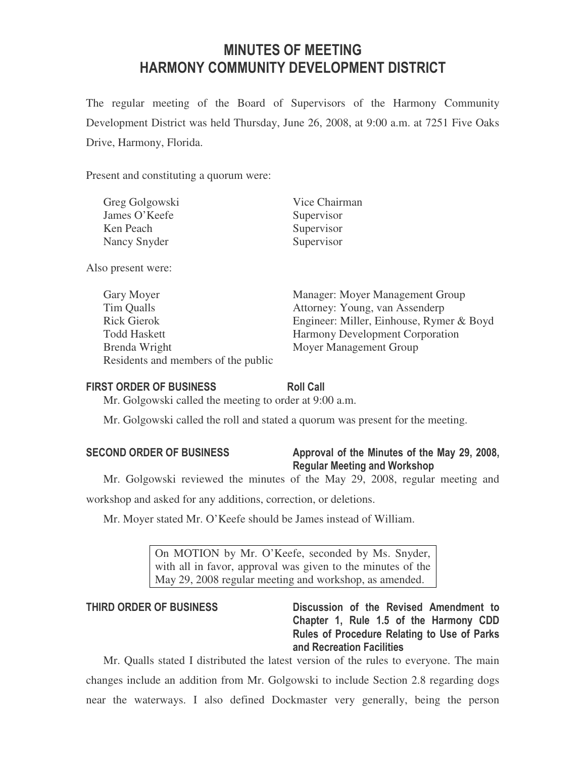# MINUTES OF MEETING
# HARMONY COMMUNITY DEVELOPMENT DISTRICT

The regular meeting of the Board of Supervisors of the Harmony Community Development District was held Thursday, June 26, 2008, at 9:00 a.m. at 7251 Five Oaks Drive, Harmony, Florida.

Present and constituting a quorum were:

| | |
|---|---|
| Greg Golgowski | Vice Chairman |
| James O'Keefe | Supervisor |
| Ken Peach | Supervisor |
| Nancy Snyder | Supervisor |

Also present were:

| | |
|---|---|
| Gary Moyer | Manager: Moyer Management Group |
| Tim Qualls | Attorney: Young, van Assenderp |
| Rick Gierok | Engineer: Miller, Einhouse, Rymer & Boyd |
| Todd Haskett | Harmony Development Corporation |
| Brenda Wright | Moyer Management Group |
| Residents and members of the public | |

**FIRST ORDER OF BUSINESS** **Roll Call**

Mr. Golgowski called the meeting to order at 9:00 a.m.

Mr. Golgowski called the roll and stated a quorum was present for the meeting.

**SECOND ORDER OF BUSINESS** **Approval of the Minutes of the May 29, 2008, Regular Meeting and Workshop**

Mr. Golgowski reviewed the minutes of the May 29, 2008, regular meeting and workshop and asked for any additions, correction, or deletions.

Mr. Moyer stated Mr. O'Keefe should be James instead of William.

> On MOTION by Mr. O'Keefe, seconded by Ms. Snyder, with all in favor, approval was given to the minutes of the May 29, 2008 regular meeting and workshop, as amended.

**THIRD ORDER OF BUSINESS** **Discussion of the Revised Amendment to Chapter 1, Rule 1.5 of the Harmony CDD Rules of Procedure Relating to Use of Parks and Recreation Facilities**

Mr. Qualls stated I distributed the latest version of the rules to everyone. The main changes include an addition from Mr. Golgowski to include Section 2.8 regarding dogs near the waterways. I also defined Dockmaster very generally, being the person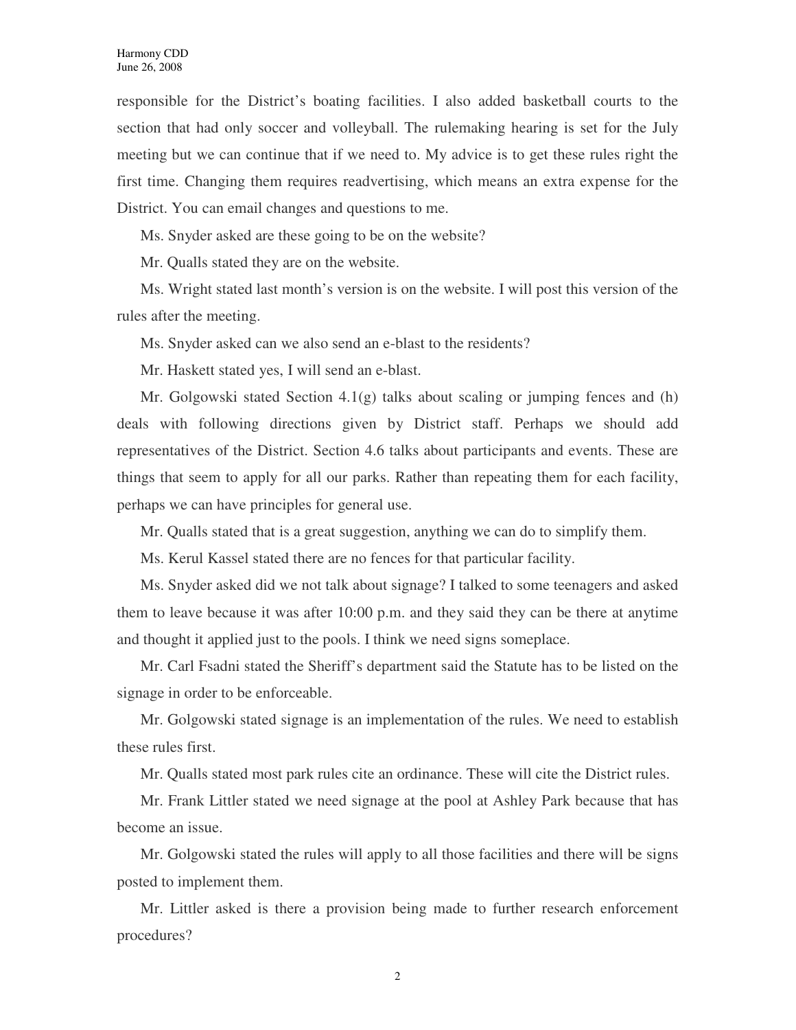responsible for the District's boating facilities. I also added basketball courts to the section that had only soccer and volleyball. The rulemaking hearing is set for the July meeting but we can continue that if we need to. My advice is to get these rules right the first time. Changing them requires readvertising, which means an extra expense for the District. You can email changes and questions to me.

Ms. Snyder asked are these going to be on the website?

Mr. Qualls stated they are on the website.

Ms. Wright stated last month's version is on the website. I will post this version of the rules after the meeting.

Ms. Snyder asked can we also send an e-blast to the residents?

Mr. Haskett stated yes, I will send an e-blast.

Mr. Golgowski stated Section 4.1(g) talks about scaling or jumping fences and (h) deals with following directions given by District staff. Perhaps we should add representatives of the District. Section 4.6 talks about participants and events. These are things that seem to apply for all our parks. Rather than repeating them for each facility, perhaps we can have principles for general use.

Mr. Qualls stated that is a great suggestion, anything we can do to simplify them.

Ms. Kerul Kassel stated there are no fences for that particular facility.

Ms. Snyder asked did we not talk about signage? I talked to some teenagers and asked them to leave because it was after 10:00 p.m. and they said they can be there at anytime and thought it applied just to the pools. I think we need signs someplace.

Mr. Carl Fsadni stated the Sheriff's department said the Statute has to be listed on the signage in order to be enforceable.

Mr. Golgowski stated signage is an implementation of the rules. We need to establish these rules first.

Mr. Qualls stated most park rules cite an ordinance. These will cite the District rules.

Mr. Frank Littler stated we need signage at the pool at Ashley Park because that has become an issue.

Mr. Golgowski stated the rules will apply to all those facilities and there will be signs posted to implement them.

Mr. Littler asked is there a provision being made to further research enforcement procedures?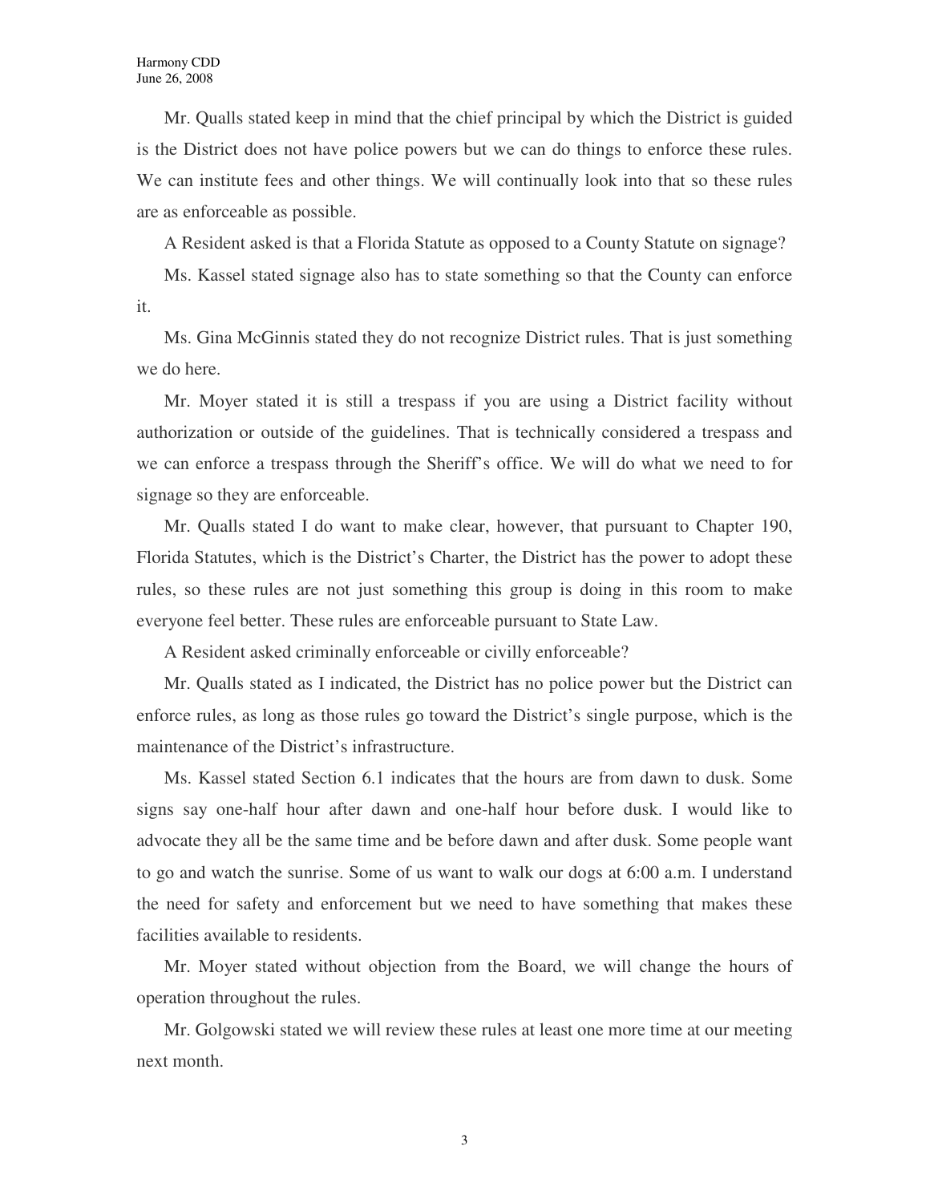Mr. Qualls stated keep in mind that the chief principal by which the District is guided is the District does not have police powers but we can do things to enforce these rules. We can institute fees and other things. We will continually look into that so these rules are as enforceable as possible.

A Resident asked is that a Florida Statute as opposed to a County Statute on signage?

Ms. Kassel stated signage also has to state something so that the County can enforce it.

Ms. Gina McGinnis stated they do not recognize District rules. That is just something we do here.

Mr. Moyer stated it is still a trespass if you are using a District facility without authorization or outside of the guidelines. That is technically considered a trespass and we can enforce a trespass through the Sheriff's office. We will do what we need to for signage so they are enforceable.

Mr. Qualls stated I do want to make clear, however, that pursuant to Chapter 190, Florida Statutes, which is the District's Charter, the District has the power to adopt these rules, so these rules are not just something this group is doing in this room to make everyone feel better. These rules are enforceable pursuant to State Law.

A Resident asked criminally enforceable or civilly enforceable?

Mr. Qualls stated as I indicated, the District has no police power but the District can enforce rules, as long as those rules go toward the District's single purpose, which is the maintenance of the District's infrastructure.

Ms. Kassel stated Section 6.1 indicates that the hours are from dawn to dusk. Some signs say one-half hour after dawn and one-half hour before dusk. I would like to advocate they all be the same time and be before dawn and after dusk. Some people want to go and watch the sunrise. Some of us want to walk our dogs at 6:00 a.m. I understand the need for safety and enforcement but we need to have something that makes these facilities available to residents.

Mr. Moyer stated without objection from the Board, we will change the hours of operation throughout the rules.

Mr. Golgowski stated we will review these rules at least one more time at our meeting next month.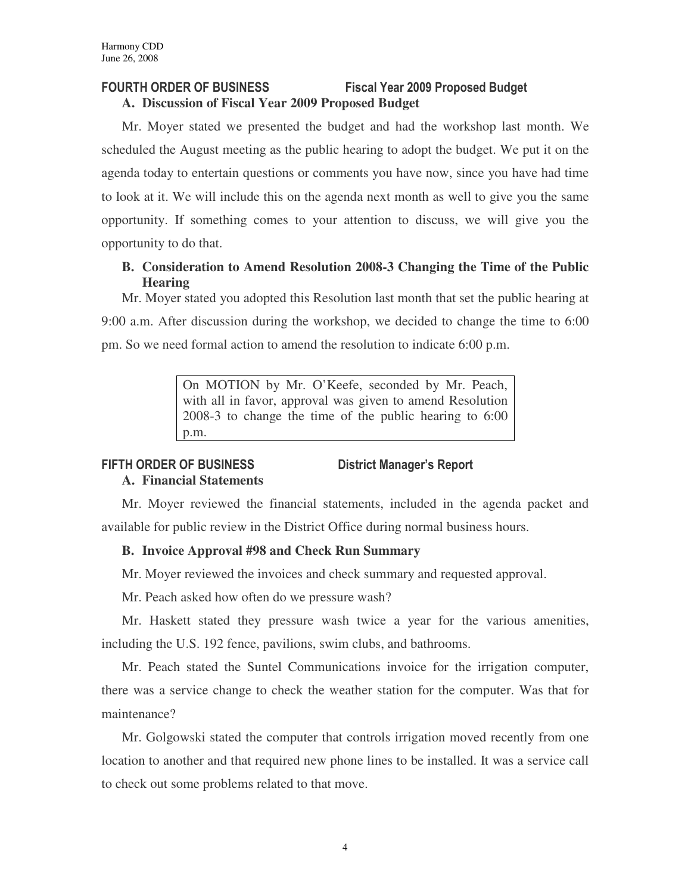## FOURTH ORDER BUSINESS Fiscal Year 2009 Proposed Budget

### A. Discussion of Fiscal Year 2009 Proposed Budget

Mr. Moyer stated we presented the budget and had the workshop last month. We scheduled the August meeting as the public hearing to adopt the budget. We put it on the agenda today to entertain questions or comments you have now, since you have had time to look at it. We will include this on the agenda next month as well to give you the same opportunity. If something comes to your attention to discuss, we will give you the opportunity to do that.

### B. Consideration to Amend Resolution 2008-3 Changing the Time of the Public Hearing

Mr. Moyer stated you adopted this Resolution last month that set the public hearing at 9:00 a.m. After discussion during the workshop, we decided to change the time to 6:00 pm. So we need formal action to amend the resolution to indicate 6:00 p.m.

> On MOTION by Mr. O'Keefe, seconded by Mr. Peach, with all in favor, approval was given to amend Resolution 2008-3 to change the time of the public hearing to 6:00 p.m.

## FIFTH ORDER OF BUSINESS District Manager's Report

### A. Financial Statements

Mr. Moyer reviewed the financial statements, included in the agenda packet and available for public review in the District Office during normal business hours.

### B. Invoice Approval #98 and Check Run Summary

Mr. Moyer reviewed the invoices and check summary and requested approval.

Mr. Peach asked how often do we pressure wash?

Mr. Haskett stated they pressure wash twice a year for the various amenities, including the U.S. 192 fence, pavilions, swim clubs, and bathrooms.

Mr. Peach stated the Suntel Communications invoice for the irrigation computer, there was a service change to check the weather station for the computer. Was that for maintenance?

Mr. Golgowski stated the computer that controls irrigation moved recently from one location to another and that required new phone lines to be installed. It was a service call to check out some problems related to that move.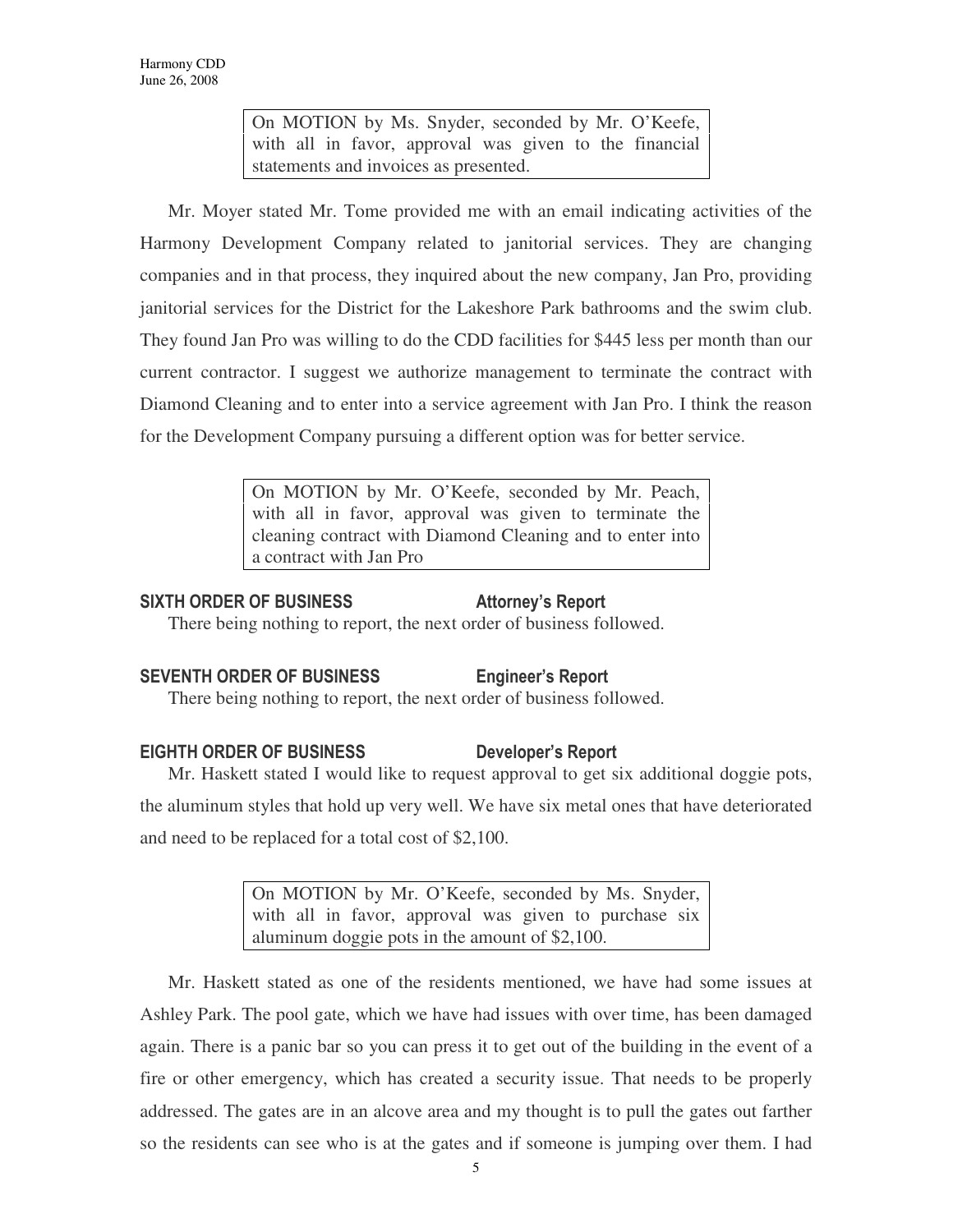> On MOTION by Ms. Snyder, seconded by Mr. O'Keefe, with all in favor, approval was given to the financial statements and invoices as presented.

Mr. Moyer stated Mr. Tome provided me with an email indicating activities of the Harmony Development Company related to janitorial services. They are changing companies and in that process, they inquired about the new company, Jan Pro, providing janitorial services for the District for the Lakeshore Park bathrooms and the swim club. They found Jan Pro was willing to do the CDD facilities for $445 less per month than our current contractor. I suggest we authorize management to terminate the contract with Diamond Cleaning and to enter into a service agreement with Jan Pro. I think the reason for the Development Company pursuing a different option was for better service.

> On MOTION by Mr. O'Keefe, seconded by Mr. Peach, with all in favor, approval was given to terminate the cleaning contract with Diamond Cleaning and to enter into a contract with Jan Pro

**SIXTH ORDER OF BUSINESS** **Attorney's Report**

There being nothing to report, the next order of business followed.

**SEVENTH ORDER OF BUSINESS** **Engineer's Report**

There being nothing to report, the next order of business followed.

**EIGHTH ORDER OF BUSINESS** **Developer's Report**

Mr. Haskett stated I would like to request approval to get six additional doggie pots, the aluminum styles that hold up very well. We have six metal ones that have deteriorated and need to be replaced for a total cost of $2,100.

> On MOTION by Mr. O'Keefe, seconded by Ms. Snyder, with all in favor, approval was given to purchase six aluminum doggie pots in the amount of $2,100.

Mr. Haskett stated as one of the residents mentioned, we have had some issues at Ashley Park. The pool gate, which we have had issues with over time, has been damaged again. There is a panic bar so you can press it to get out of the building in the event of a fire or other emergency, which has created a security issue. That needs to be properly addressed. The gates are in an alcove area and my thought is to pull the gates out farther so the residents can see who is at the gates and if someone is jumping over them. I had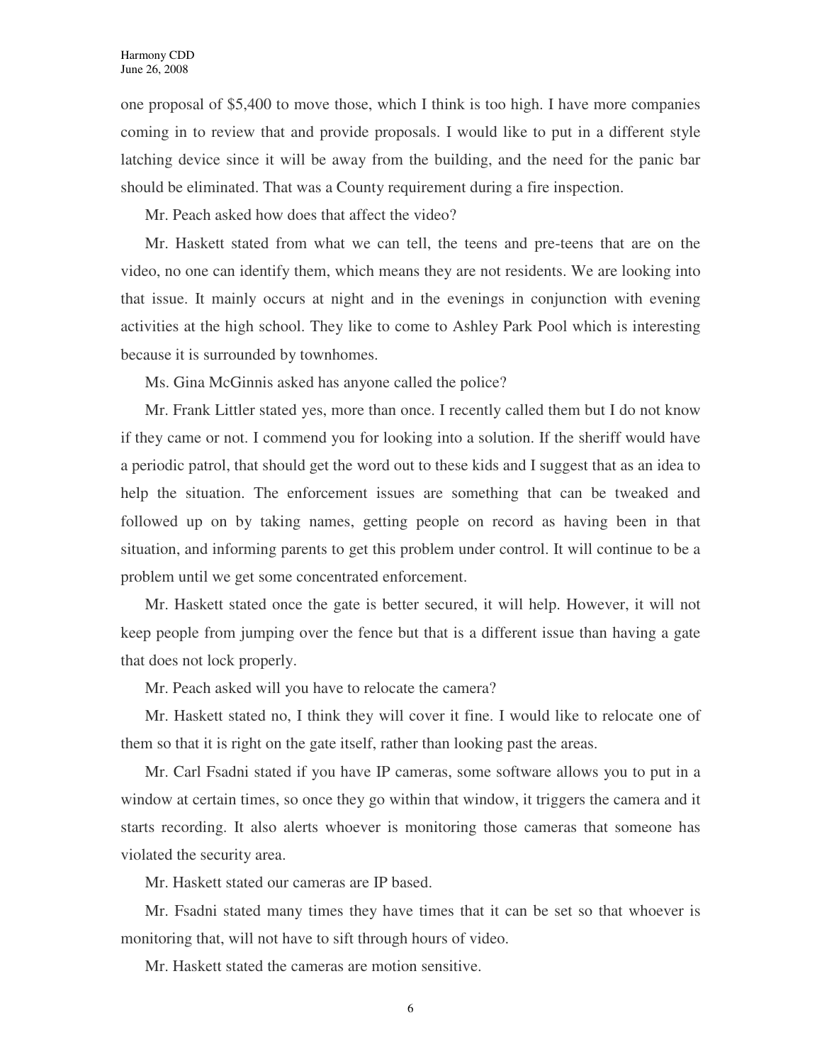one proposal of $5,400 to move those, which I think is too high. I have more companies coming in to review that and provide proposals. I would like to put in a different style latching device since it will be away from the building, and the need for the panic bar should be eliminated. That was a County requirement during a fire inspection.

Mr. Peach asked how does that affect the video?

Mr. Haskett stated from what we can tell, the teens and pre-teens that are on the video, no one can identify them, which means they are not residents. We are looking into that issue. It mainly occurs at night and in the evenings in conjunction with evening activities at the high school. They like to come to Ashley Park Pool which is interesting because it is surrounded by townhomes.

Ms. Gina McGinnis asked has anyone called the police?

Mr. Frank Littler stated yes, more than once. I recently called them but I do not know if they came or not. I commend you for looking into a solution. If the sheriff would have a periodic patrol, that should get the word out to these kids and I suggest that as an idea to help the situation. The enforcement issues are something that can be tweaked and followed up on by taking names, getting people on record as having been in that situation, and informing parents to get this problem under control. It will continue to be a problem until we get some concentrated enforcement.

Mr. Haskett stated once the gate is better secured, it will help. However, it will not keep people from jumping over the fence but that is a different issue than having a gate that does not lock properly.

Mr. Peach asked will you have to relocate the camera?

Mr. Haskett stated no, I think they will cover it fine. I would like to relocate one of them so that it is right on the gate itself, rather than looking past the areas.

Mr. Carl Fsadni stated if you have IP cameras, some software allows you to put in a window at certain times, so once they go within that window, it triggers the camera and it starts recording. It also alerts whoever is monitoring those cameras that someone has violated the security area.

Mr. Haskett stated our cameras are IP based.

Mr. Fsadni stated many times they have times that it can be set so that whoever is monitoring that, will not have to sift through hours of video.

Mr. Haskett stated the cameras are motion sensitive.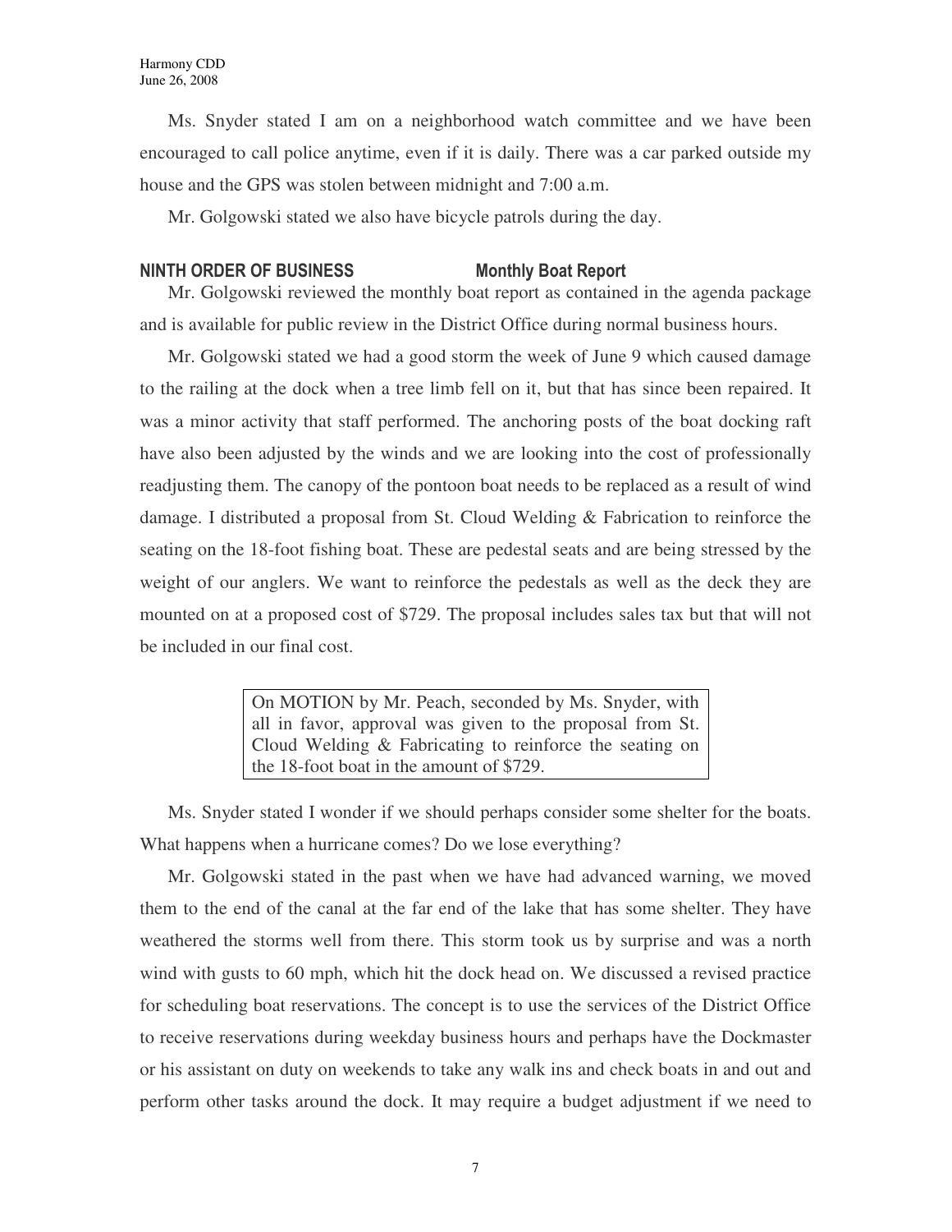Ms. Snyder stated I am on a neighborhood watch committee and we have been encouraged to call police anytime, even if it is daily. There was a car parked outside my house and the GPS was stolen between midnight and 7:00 a.m.

Mr. Golgowski stated we also have bicycle patrols during the day.

**NINTH ORDER OF BUSINESS Monthly Boat Report**

Mr. Golgowski reviewed the monthly boat report as contained in the agenda package and is available for public review in the District Office during normal business hours.

Mr. Golgowski stated we had a good storm the week of June 9 which caused damage to the railing at the dock when a tree limb fell on it, but that has since been repaired. It was a minor activity that staff performed. The anchoring posts of the boat docking raft have also been adjusted by the winds and we are looking into the cost of professionally readjusting them. The canopy of the pontoon boat needs to be replaced as a result of wind damage. I distributed a proposal from St. Cloud Welding & Fabrication to reinforce the seating on the 18-foot fishing boat. These are pedestal seats and are being stressed by the weight of our anglers. We want to reinforce the pedestals as well as the deck they are mounted on at a proposed cost of $729. The proposal includes sales tax but that will not be included in our final cost.

> On MOTION by Mr. Peach, seconded by Ms. Snyder, with all in favor, approval was given to the proposal from St. Cloud Welding & Fabricating to reinforce the seating on the 18-foot boat in the amount of $729.

Ms. Snyder stated I wonder if we should perhaps consider some shelter for the boats. What happens when a hurricane comes? Do we lose everything?

Mr. Golgowski stated in the past when we have had advanced warning, we moved them to the end of the canal at the far end of the lake that has some shelter. They have weathered the storms well from there. This storm took us by surprise and was a north wind with gusts to 60 mph, which hit the dock head on. We discussed a revised practice for scheduling boat reservations. The concept is to use the services of the District Office to receive reservations during weekday business hours and perhaps have the Dockmaster or his assistant on duty on weekends to take any walk ins and check boats in and out and perform other tasks around the dock. It may require a budget adjustment if we need to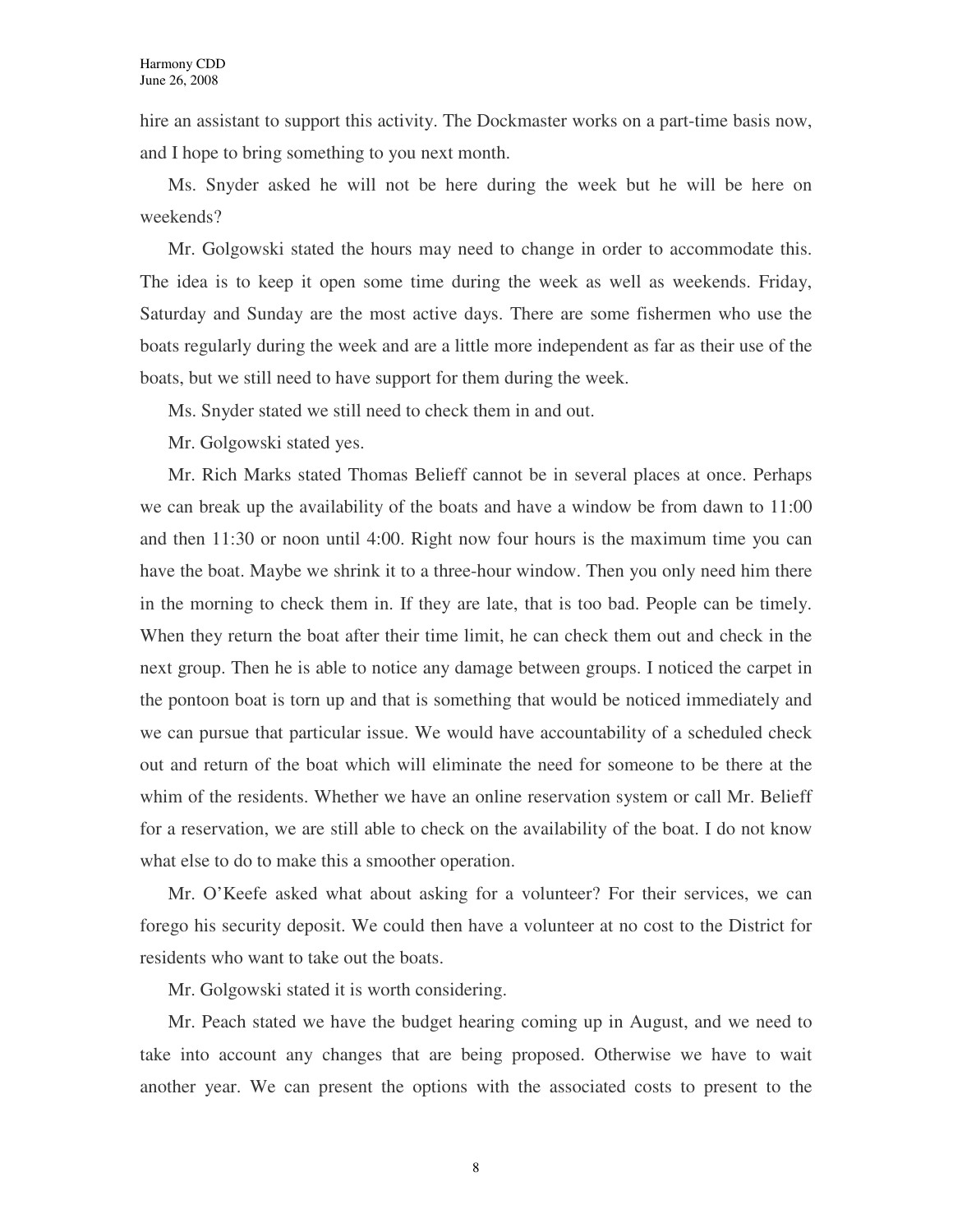hire an assistant to support this activity. The Dockmaster works on a part-time basis now, and I hope to bring something to you next month.

Ms. Snyder asked he will not be here during the week but he will be here on weekends?

Mr. Golgowski stated the hours may need to change in order to accommodate this. The idea is to keep it open some time during the week as well as weekends. Friday, Saturday and Sunday are the most active days. There are some fishermen who use the boats regularly during the week and are a little more independent as far as their use of the boats, but we still need to have support for them during the week.

Ms. Snyder stated we still need to check them in and out.

Mr. Golgowski stated yes.

Mr. Rich Marks stated Thomas Belieff cannot be in several places at once. Perhaps we can break up the availability of the boats and have a window be from dawn to 11:00 and then 11:30 or noon until 4:00. Right now four hours is the maximum time you can have the boat. Maybe we shrink it to a three-hour window. Then you only need him there in the morning to check them in. If they are late, that is too bad. People can be timely. When they return the boat after their time limit, he can check them out and check in the next group. Then he is able to notice any damage between groups. I noticed the carpet in the pontoon boat is torn up and that is something that would be noticed immediately and we can pursue that particular issue. We would have accountability of a scheduled check out and return of the boat which will eliminate the need for someone to be there at the whim of the residents. Whether we have an online reservation system or call Mr. Belieff for a reservation, we are still able to check on the availability of the boat. I do not know what else to do to make this a smoother operation.

Mr. O'Keefe asked what about asking for a volunteer? For their services, we can forego his security deposit. We could then have a volunteer at no cost to the District for residents who want to take out the boats.

Mr. Golgowski stated it is worth considering.

Mr. Peach stated we have the budget hearing coming up in August, and we need to take into account any changes that are being proposed. Otherwise we have to wait another year. We can present the options with the associated costs to present to the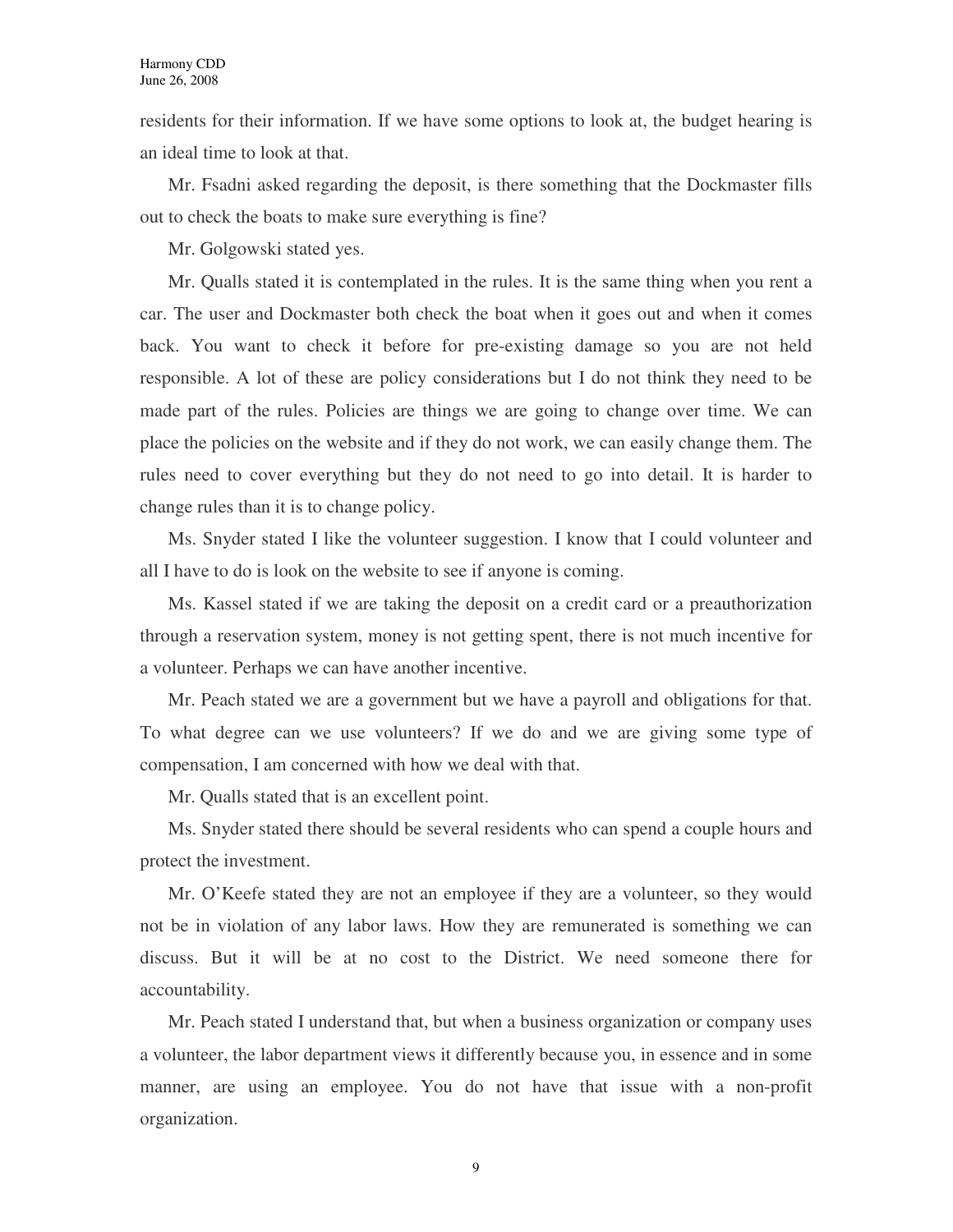residents for their information. If we have some options to look at, the budget hearing is an ideal time to look at that.

Mr. Fsadni asked regarding the deposit, is there something that the Dockmaster fills out to check the boats to make sure everything is fine?

Mr. Golgowski stated yes.

Mr. Qualls stated it is contemplated in the rules. It is the same thing when you rent a car. The user and Dockmaster both check the boat when it goes out and when it comes back. You want to check it before for pre-existing damage so you are not held responsible. A lot of these are policy considerations but I do not think they need to be made part of the rules. Policies are things we are going to change over time. We can place the policies on the website and if they do not work, we can easily change them. The rules need to cover everything but they do not need to go into detail. It is harder to change rules than it is to change policy.

Ms. Snyder stated I like the volunteer suggestion. I know that I could volunteer and all I have to do is look on the website to see if anyone is coming.

Ms. Kassel stated if we are taking the deposit on a credit card or a preauthorization through a reservation system, money is not getting spent, there is not much incentive for a volunteer. Perhaps we can have another incentive.

Mr. Peach stated we are a government but we have a payroll and obligations for that. To what degree can we use volunteers? If we do and we are giving some type of compensation, I am concerned with how we deal with that.

Mr. Qualls stated that is an excellent point.

Ms. Snyder stated there should be several residents who can spend a couple hours and protect the investment.

Mr. O'Keefe stated they are not an employee if they are a volunteer, so they would not be in violation of any labor laws. How they are remunerated is something we can discuss. But it will be at no cost to the District. We need someone there for accountability.

Mr. Peach stated I understand that, but when a business organization or company uses a volunteer, the labor department views it differently because you, in essence and in some manner, are using an employee. You do not have that issue with a non-profit organization.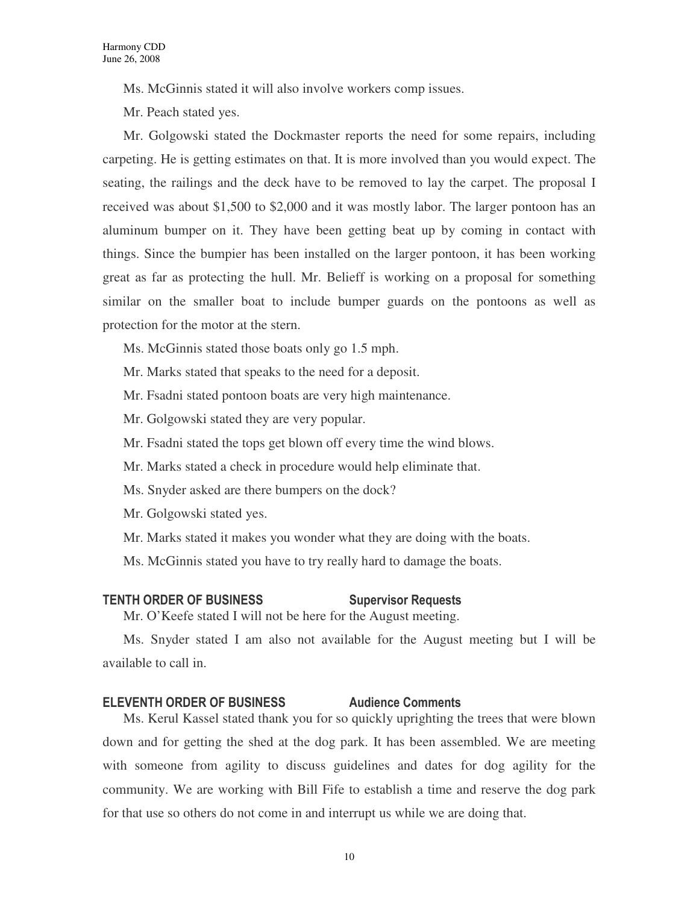Ms. McGinnis stated it will also involve workers comp issues.

Mr. Peach stated yes.

Mr. Golgowski stated the Dockmaster reports the need for some repairs, including carpeting. He is getting estimates on that. It is more involved than you would expect. The seating, the railings and the deck have to be removed to lay the carpet. The proposal I received was about $1,500 to $2,000 and it was mostly labor. The larger pontoon has an aluminum bumper on it. They have been getting beat up by coming in contact with things. Since the bumpier has been installed on the larger pontoon, it has been working great as far as protecting the hull. Mr. Belieff is working on a proposal for something similar on the smaller boat to include bumper guards on the pontoons as well as protection for the motor at the stern.

Ms. McGinnis stated those boats only go 1.5 mph.

Mr. Marks stated that speaks to the need for a deposit.

Mr. Fsadni stated pontoon boats are very high maintenance.

Mr. Golgowski stated they are very popular.

Mr. Fsadni stated the tops get blown off every time the wind blows.

Mr. Marks stated a check in procedure would help eliminate that.

Ms. Snyder asked are there bumpers on the dock?

Mr. Golgowski stated yes.

Mr. Marks stated it makes you wonder what they are doing with the boats.

Ms. McGinnis stated you have to try really hard to damage the boats.

## TENTH ORDER OF BUSINESS Supervisor Requests

Mr. O'Keefe stated I will not be here for the August meeting.

Ms. Snyder stated I am also not available for the August meeting but I will be available to call in.

## ELEVENTH ORDER OF BUSINESS Audience Comments

Ms. Kerul Kassel stated thank you for so quickly uprighting the trees that were blown down and for getting the shed at the dog park. It has been assembled. We are meeting with someone from agility to discuss guidelines and dates for dog agility for the community. We are working with Bill Fife to establish a time and reserve the dog park for that use so others do not come in and interrupt us while we are doing that.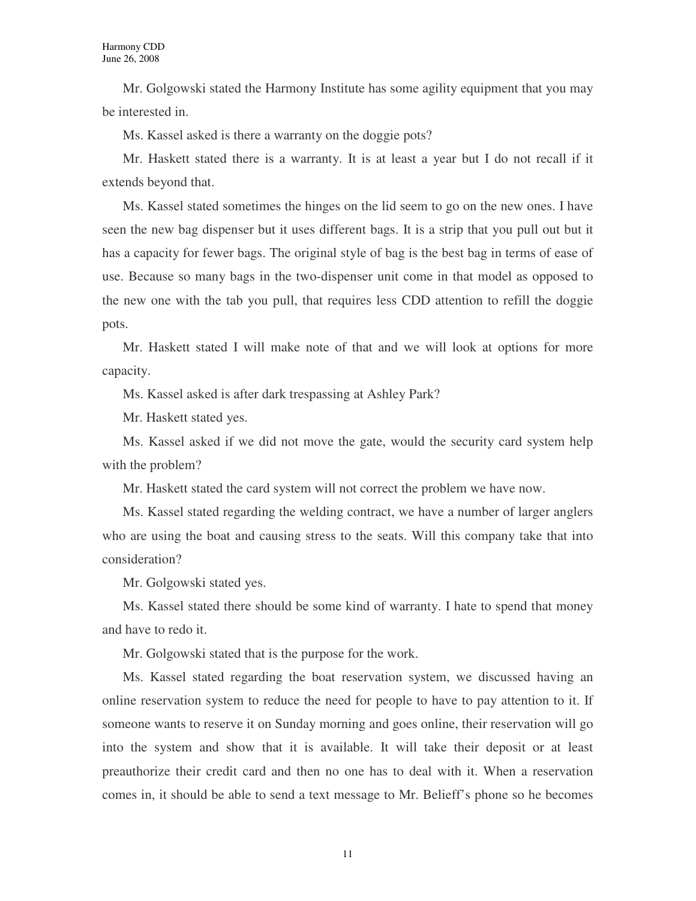Mr. Golgowski stated the Harmony Institute has some agility equipment that you may be interested in.

Ms. Kassel asked is there a warranty on the doggie pots?

Mr. Haskett stated there is a warranty. It is at least a year but I do not recall if it extends beyond that.

Ms. Kassel stated sometimes the hinges on the lid seem to go on the new ones. I have seen the new bag dispenser but it uses different bags. It is a strip that you pull out but it has a capacity for fewer bags. The original style of bag is the best bag in terms of ease of use. Because so many bags in the two-dispenser unit come in that model as opposed to the new one with the tab you pull, that requires less CDD attention to refill the doggie pots.

Mr. Haskett stated I will make note of that and we will look at options for more capacity.

Ms. Kassel asked is after dark trespassing at Ashley Park?

Mr. Haskett stated yes.

Ms. Kassel asked if we did not move the gate, would the security card system help with the problem?

Mr. Haskett stated the card system will not correct the problem we have now.

Ms. Kassel stated regarding the welding contract, we have a number of larger anglers who are using the boat and causing stress to the seats. Will this company take that into consideration?

Mr. Golgowski stated yes.

Ms. Kassel stated there should be some kind of warranty. I hate to spend that money and have to redo it.

Mr. Golgowski stated that is the purpose for the work.

Ms. Kassel stated regarding the boat reservation system, we discussed having an online reservation system to reduce the need for people to have to pay attention to it. If someone wants to reserve it on Sunday morning and goes online, their reservation will go into the system and show that it is available. It will take their deposit or at least preauthorize their credit card and then no one has to deal with it. When a reservation comes in, it should be able to send a text message to Mr. Belieff's phone so he becomes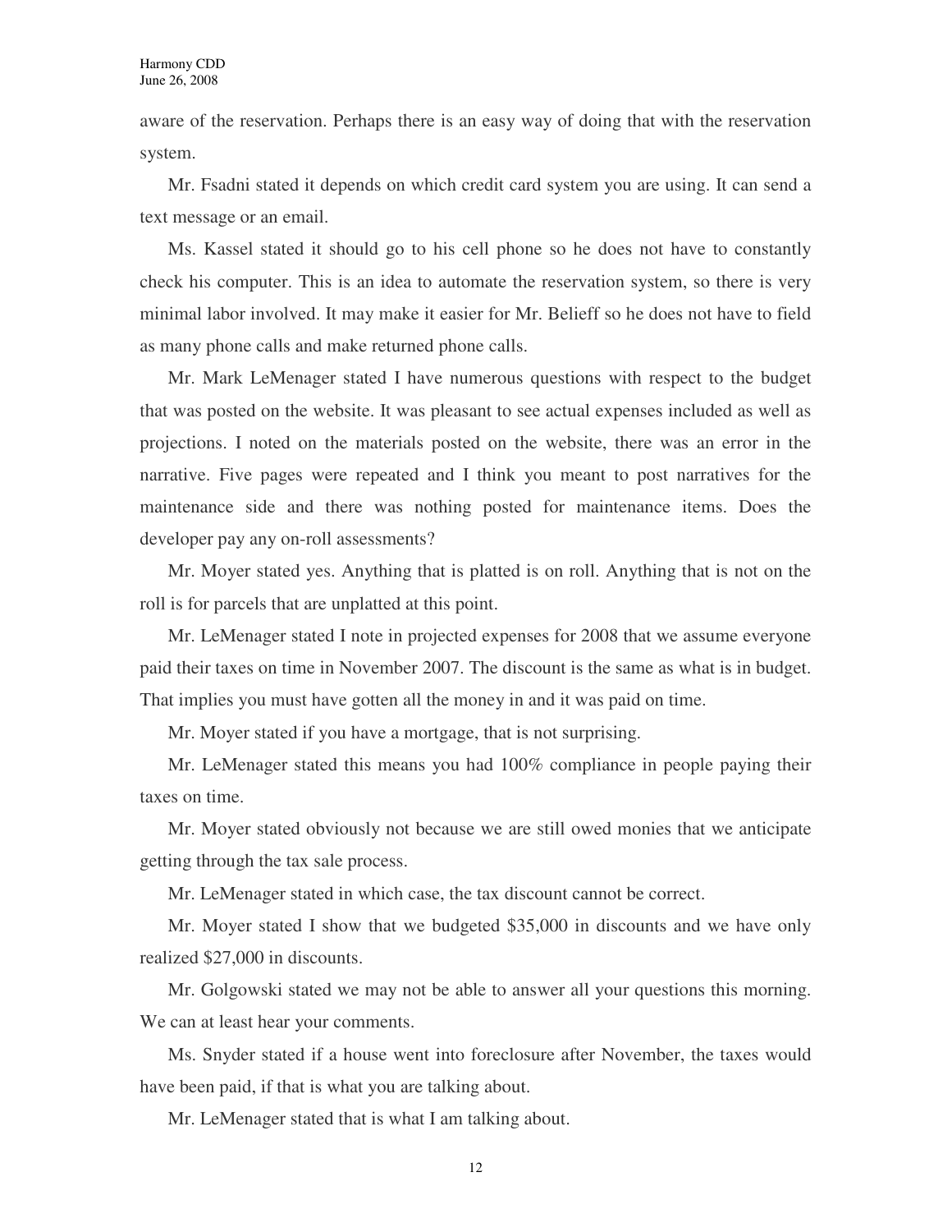aware of the reservation. Perhaps there is an easy way of doing that with the reservation system.

Mr. Fsadni stated it depends on which credit card system you are using. It can send a text message or an email.

Ms. Kassel stated it should go to his cell phone so he does not have to constantly check his computer. This is an idea to automate the reservation system, so there is very minimal labor involved. It may make it easier for Mr. Belieff so he does not have to field as many phone calls and make returned phone calls.

Mr. Mark LeMenager stated I have numerous questions with respect to the budget that was posted on the website. It was pleasant to see actual expenses included as well as projections. I noted on the materials posted on the website, there was an error in the narrative. Five pages were repeated and I think you meant to post narratives for the maintenance side and there was nothing posted for maintenance items. Does the developer pay any on-roll assessments?

Mr. Moyer stated yes. Anything that is platted is on roll. Anything that is not on the roll is for parcels that are unplatted at this point.

Mr. LeMenager stated I note in projected expenses for 2008 that we assume everyone paid their taxes on time in November 2007. The discount is the same as what is in budget. That implies you must have gotten all the money in and it was paid on time.

Mr. Moyer stated if you have a mortgage, that is not surprising.

Mr. LeMenager stated this means you had 100% compliance in people paying their taxes on time.

Mr. Moyer stated obviously not because we are still owed monies that we anticipate getting through the tax sale process.

Mr. LeMenager stated in which case, the tax discount cannot be correct.

Mr. Moyer stated I show that we budgeted $35,000 in discounts and we have only realized $27,000 in discounts.

Mr. Golgowski stated we may not be able to answer all your questions this morning. We can at least hear your comments.

Ms. Snyder stated if a house went into foreclosure after November, the taxes would have been paid, if that is what you are talking about.

Mr. LeMenager stated that is what I am talking about.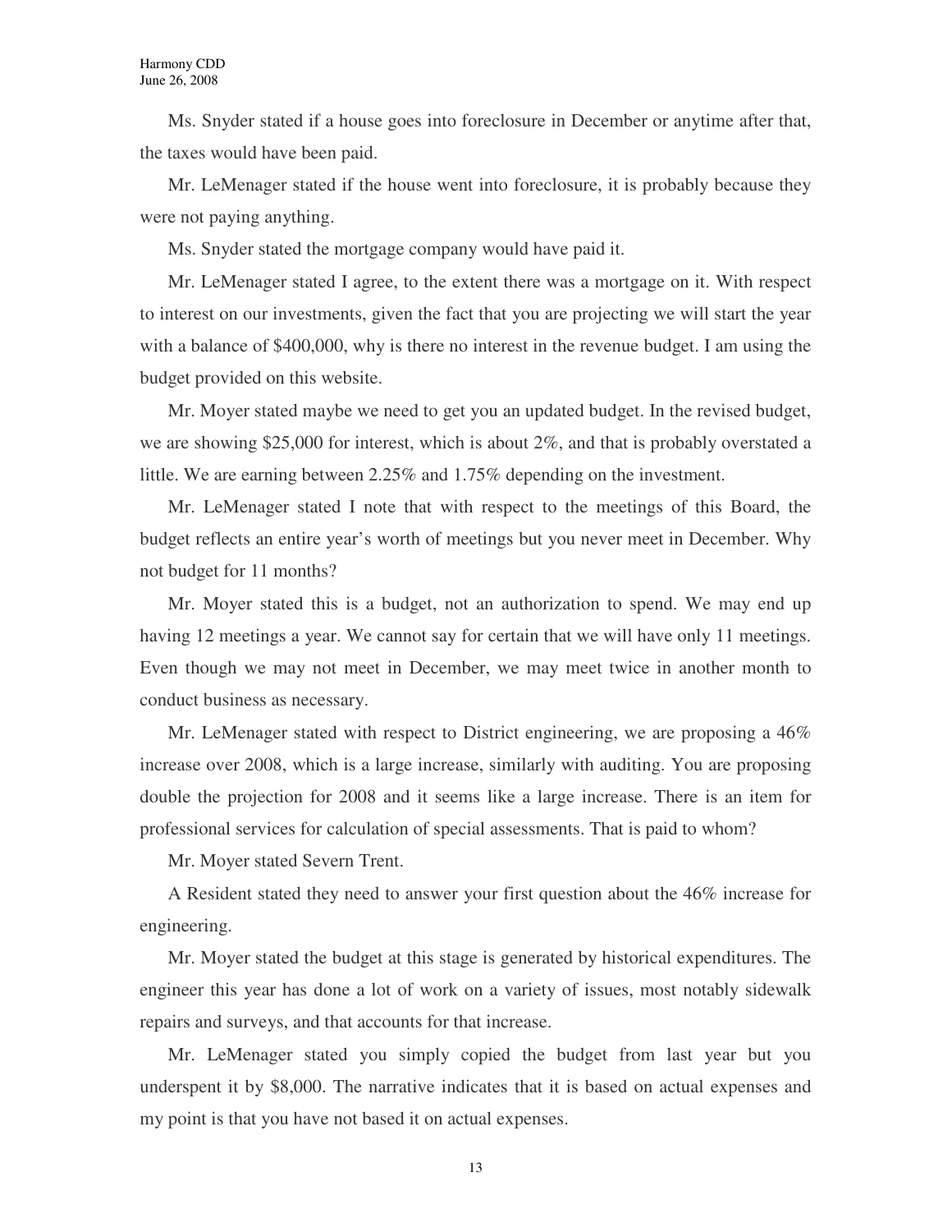Ms. Snyder stated if a house goes into foreclosure in December or anytime after that, the taxes would have been paid.

Mr. LeMenager stated if the house went into foreclosure, it is probably because they were not paying anything.

Ms. Snyder stated the mortgage company would have paid it.

Mr. LeMenager stated I agree, to the extent there was a mortgage on it. With respect to interest on our investments, given the fact that you are projecting we will start the year with a balance of $400,000, why is there no interest in the revenue budget. I am using the budget provided on this website.

Mr. Moyer stated maybe we need to get you an updated budget. In the revised budget, we are showing $25,000 for interest, which is about 2%, and that is probably overstated a little. We are earning between 2.25% and 1.75% depending on the investment.

Mr. LeMenager stated I note that with respect to the meetings of this Board, the budget reflects an entire year's worth of meetings but you never meet in December. Why not budget for 11 months?

Mr. Moyer stated this is a budget, not an authorization to spend. We may end up having 12 meetings a year. We cannot say for certain that we will have only 11 meetings. Even though we may not meet in December, we may meet twice in another month to conduct business as necessary.

Mr. LeMenager stated with respect to District engineering, we are proposing a 46% increase over 2008, which is a large increase, similarly with auditing. You are proposing double the projection for 2008 and it seems like a large increase. There is an item for professional services for calculation of special assessments. That is paid to whom?

Mr. Moyer stated Severn Trent.

A Resident stated they need to answer your first question about the 46% increase for engineering.

Mr. Moyer stated the budget at this stage is generated by historical expenditures. The engineer this year has done a lot of work on a variety of issues, most notably sidewalk repairs and surveys, and that accounts for that increase.

Mr. LeMenager stated you simply copied the budget from last year but you underspent it by $8,000. The narrative indicates that it is based on actual expenses and my point is that you have not based it on actual expenses.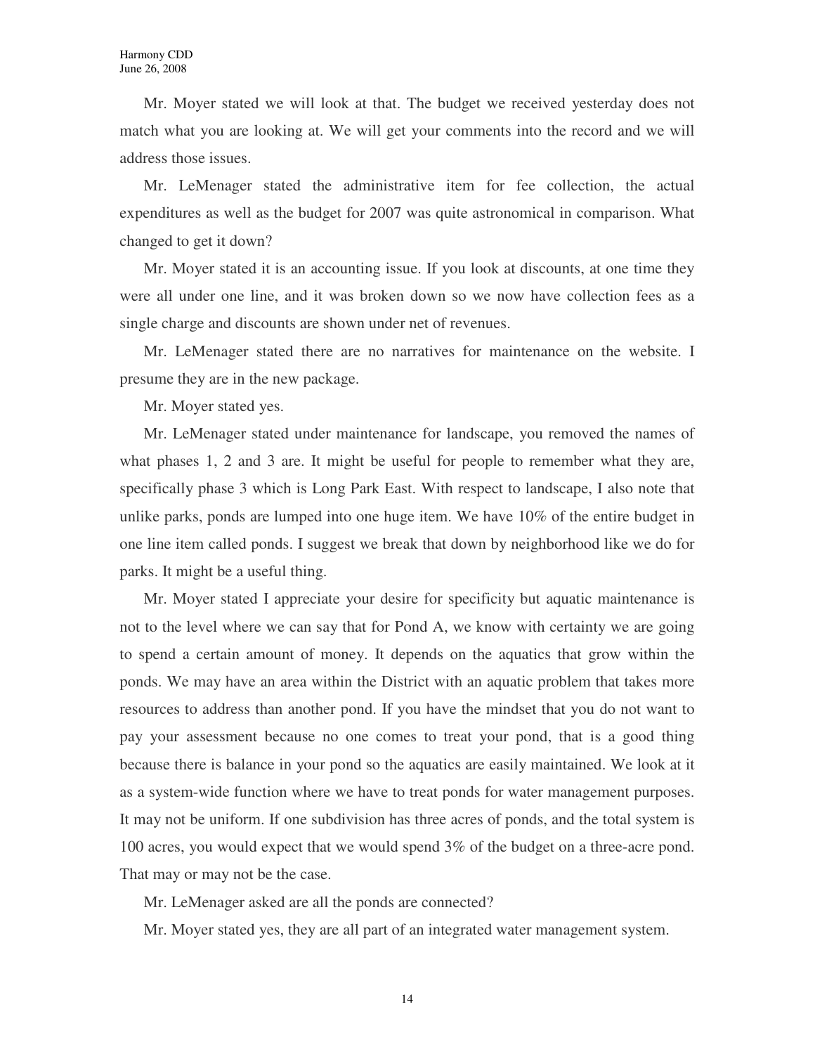Mr. Moyer stated we will look at that. The budget we received yesterday does not match what you are looking at. We will get your comments into the record and we will address those issues.

Mr. LeMenager stated the administrative item for fee collection, the actual expenditures as well as the budget for 2007 was quite astronomical in comparison. What changed to get it down?

Mr. Moyer stated it is an accounting issue. If you look at discounts, at one time they were all under one line, and it was broken down so we now have collection fees as a single charge and discounts are shown under net of revenues.

Mr. LeMenager stated there are no narratives for maintenance on the website. I presume they are in the new package.

Mr. Moyer stated yes.

Mr. LeMenager stated under maintenance for landscape, you removed the names of what phases 1, 2 and 3 are. It might be useful for people to remember what they are, specifically phase 3 which is Long Park East. With respect to landscape, I also note that unlike parks, ponds are lumped into one huge item. We have 10% of the entire budget in one line item called ponds. I suggest we break that down by neighborhood like we do for parks. It might be a useful thing.

Mr. Moyer stated I appreciate your desire for specificity but aquatic maintenance is not to the level where we can say that for Pond A, we know with certainty we are going to spend a certain amount of money. It depends on the aquatics that grow within the ponds. We may have an area within the District with an aquatic problem that takes more resources to address than another pond. If you have the mindset that you do not want to pay your assessment because no one comes to treat your pond, that is a good thing because there is balance in your pond so the aquatics are easily maintained. We look at it as a system-wide function where we have to treat ponds for water management purposes. It may not be uniform. If one subdivision has three acres of ponds, and the total system is 100 acres, you would expect that we would spend 3% of the budget on a three-acre pond. That may or may not be the case.

Mr. LeMenager asked are all the ponds are connected?

Mr. Moyer stated yes, they are all part of an integrated water management system.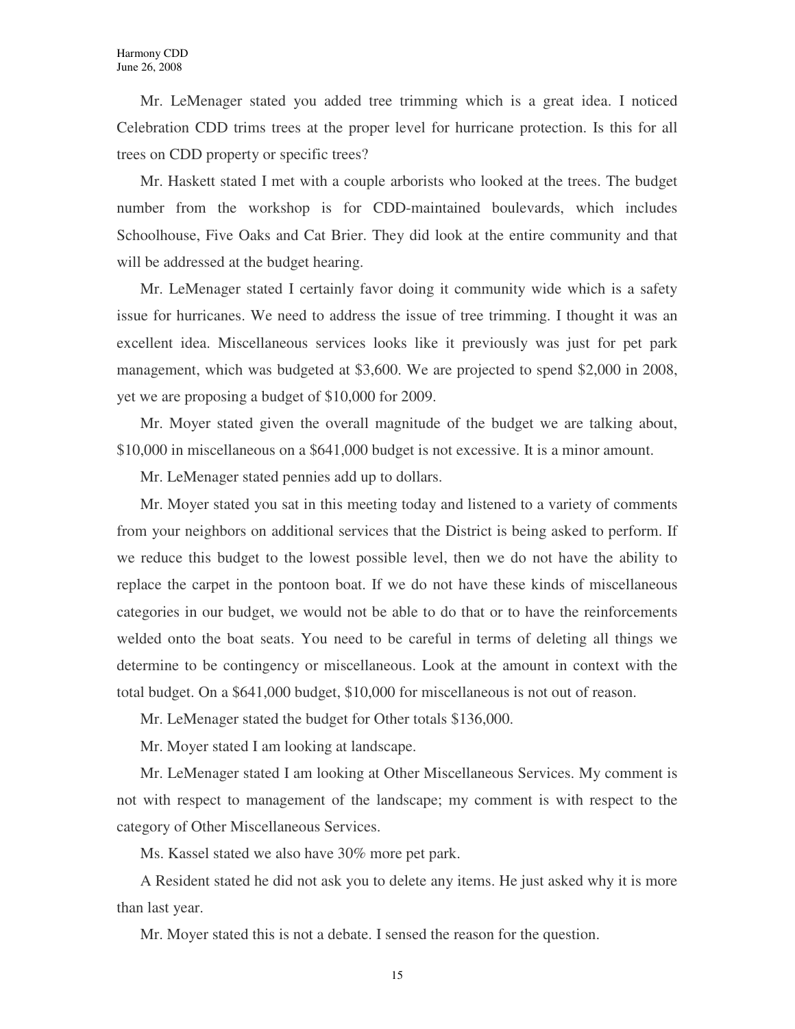Mr. LeMenager stated you added tree trimming which is a great idea. I noticed Celebration CDD trims trees at the proper level for hurricane protection. Is this for all trees on CDD property or specific trees?

Mr. Haskett stated I met with a couple arborists who looked at the trees. The budget number from the workshop is for CDD-maintained boulevards, which includes Schoolhouse, Five Oaks and Cat Brier. They did look at the entire community and that will be addressed at the budget hearing.

Mr. LeMenager stated I certainly favor doing it community wide which is a safety issue for hurricanes. We need to address the issue of tree trimming. I thought it was an excellent idea. Miscellaneous services looks like it previously was just for pet park management, which was budgeted at $3,600. We are projected to spend $2,000 in 2008, yet we are proposing a budget of $10,000 for 2009.

Mr. Moyer stated given the overall magnitude of the budget we are talking about, $10,000 in miscellaneous on a $641,000 budget is not excessive. It is a minor amount.

Mr. LeMenager stated pennies add up to dollars.

Mr. Moyer stated you sat in this meeting today and listened to a variety of comments from your neighbors on additional services that the District is being asked to perform. If we reduce this budget to the lowest possible level, then we do not have the ability to replace the carpet in the pontoon boat. If we do not have these kinds of miscellaneous categories in our budget, we would not be able to do that or to have the reinforcements welded onto the boat seats. You need to be careful in terms of deleting all things we determine to be contingency or miscellaneous. Look at the amount in context with the total budget. On a $641,000 budget, $10,000 for miscellaneous is not out of reason.

Mr. LeMenager stated the budget for Other totals $136,000.

Mr. Moyer stated I am looking at landscape.

Mr. LeMenager stated I am looking at Other Miscellaneous Services. My comment is not with respect to management of the landscape; my comment is with respect to the category of Other Miscellaneous Services.

Ms. Kassel stated we also have 30% more pet park.

A Resident stated he did not ask you to delete any items. He just asked why it is more than last year.

Mr. Moyer stated this is not a debate. I sensed the reason for the question.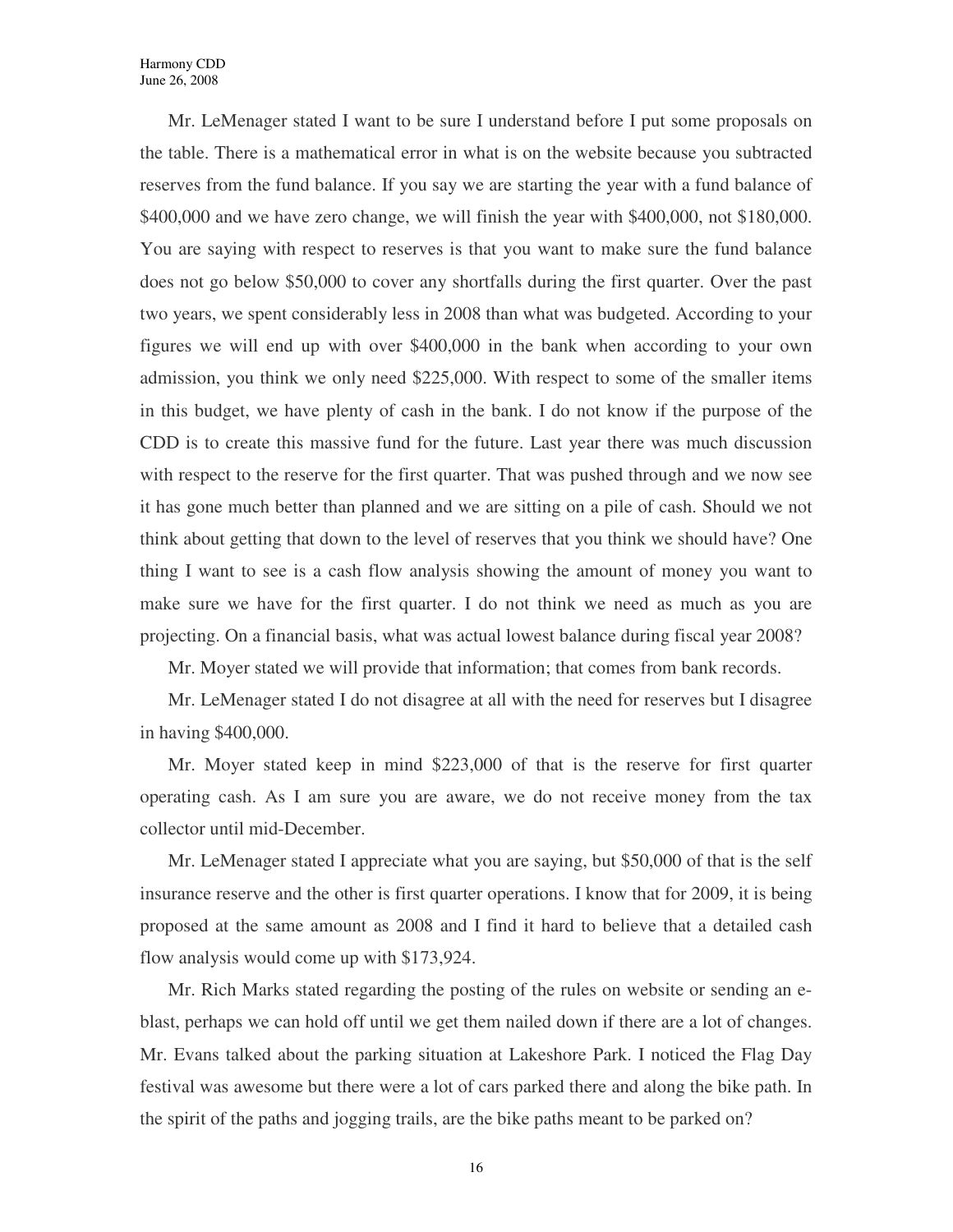Mr. LeMenager stated I want to be sure I understand before I put some proposals on the table. There is a mathematical error in what is on the website because you subtracted reserves from the fund balance. If you say we are starting the year with a fund balance of $400,000 and we have zero change, we will finish the year with $400,000, not $180,000. You are saying with respect to reserves is that you want to make sure the fund balance does not go below $50,000 to cover any shortfalls during the first quarter. Over the past two years, we spent considerably less in 2008 than what was budgeted. According to your figures we will end up with over $400,000 in the bank when according to your own admission, you think we only need $225,000. With respect to some of the smaller items in this budget, we have plenty of cash in the bank. I do not know if the purpose of the CDD is to create this massive fund for the future. Last year there was much discussion with respect to the reserve for the first quarter. That was pushed through and we now see it has gone much better than planned and we are sitting on a pile of cash. Should we not think about getting that down to the level of reserves that you think we should have? One thing I want to see is a cash flow analysis showing the amount of money you want to make sure we have for the first quarter. I do not think we need as much as you are projecting. On a financial basis, what was actual lowest balance during fiscal year 2008?

Mr. Moyer stated we will provide that information; that comes from bank records.

Mr. LeMenager stated I do not disagree at all with the need for reserves but I disagree in having $400,000.

Mr. Moyer stated keep in mind $223,000 of that is the reserve for first quarter operating cash. As I am sure you are aware, we do not receive money from the tax collector until mid-December.

Mr. LeMenager stated I appreciate what you are saying, but $50,000 of that is the self insurance reserve and the other is first quarter operations. I know that for 2009, it is being proposed at the same amount as 2008 and I find it hard to believe that a detailed cash flow analysis would come up with $173,924.

Mr. Rich Marks stated regarding the posting of the rules on website or sending an e-blast, perhaps we can hold off until we get them nailed down if there are a lot of changes. Mr. Evans talked about the parking situation at Lakeshore Park. I noticed the Flag Day festival was awesome but there were a lot of cars parked there and along the bike path. In the spirit of the paths and jogging trails, are the bike paths meant to be parked on?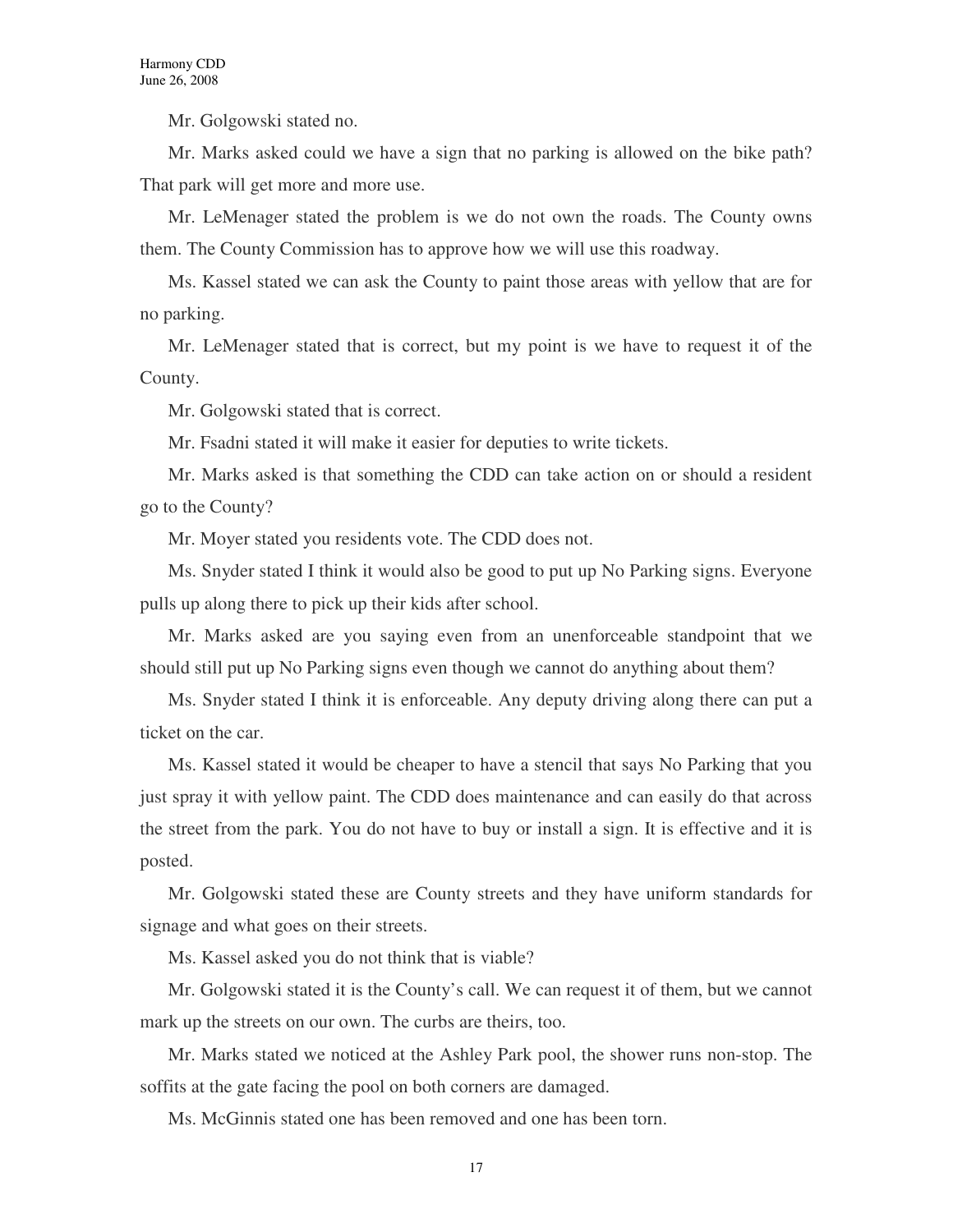Mr. Golgowski stated no.

Mr. Marks asked could we have a sign that no parking is allowed on the bike path? That park will get more and more use.

Mr. LeMenager stated the problem is we do not own the roads. The County owns them. The County Commission has to approve how we will use this roadway.

Ms. Kassel stated we can ask the County to paint those areas with yellow that are for no parking.

Mr. LeMenager stated that is correct, but my point is we have to request it of the County.

Mr. Golgowski stated that is correct.

Mr. Fsadni stated it will make it easier for deputies to write tickets.

Mr. Marks asked is that something the CDD can take action on or should a resident go to the County?

Mr. Moyer stated you residents vote. The CDD does not.

Ms. Snyder stated I think it would also be good to put up No Parking signs. Everyone pulls up along there to pick up their kids after school.

Mr. Marks asked are you saying even from an unenforceable standpoint that we should still put up No Parking signs even though we cannot do anything about them?

Ms. Snyder stated I think it is enforceable. Any deputy driving along there can put a ticket on the car.

Ms. Kassel stated it would be cheaper to have a stencil that says No Parking that you just spray it with yellow paint. The CDD does maintenance and can easily do that across the street from the park. You do not have to buy or install a sign. It is effective and it is posted.

Mr. Golgowski stated these are County streets and they have uniform standards for signage and what goes on their streets.

Ms. Kassel asked you do not think that is viable?

Mr. Golgowski stated it is the County's call. We can request it of them, but we cannot mark up the streets on our own. The curbs are theirs, too.

Mr. Marks stated we noticed at the Ashley Park pool, the shower runs non-stop. The soffits at the gate facing the pool on both corners are damaged.

Ms. McGinnis stated one has been removed and one has been torn.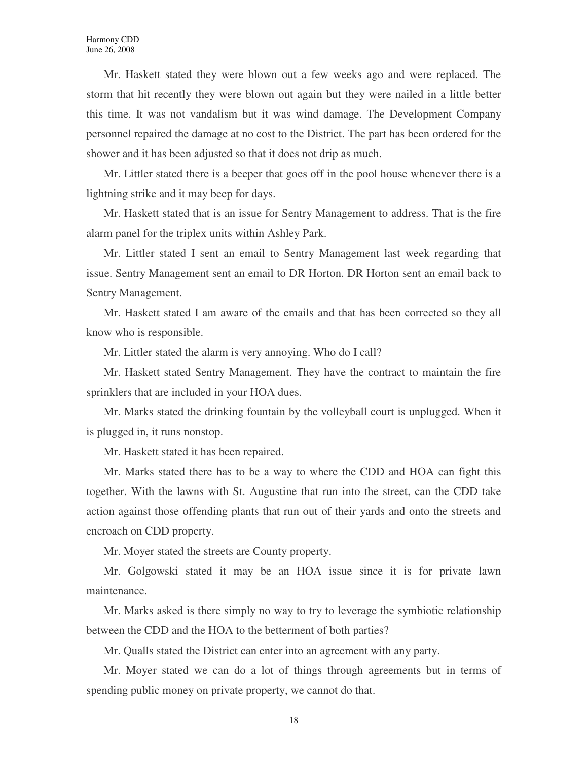Mr. Haskett stated they were blown out a few weeks ago and were replaced. The storm that hit recently they were blown out again but they were nailed in a little better this time. It was not vandalism but it was wind damage. The Development Company personnel repaired the damage at no cost to the District. The part has been ordered for the shower and it has been adjusted so that it does not drip as much.

Mr. Littler stated there is a beeper that goes off in the pool house whenever there is a lightning strike and it may beep for days.

Mr. Haskett stated that is an issue for Sentry Management to address. That is the fire alarm panel for the triplex units within Ashley Park.

Mr. Littler stated I sent an email to Sentry Management last week regarding that issue. Sentry Management sent an email to DR Horton. DR Horton sent an email back to Sentry Management.

Mr. Haskett stated I am aware of the emails and that has been corrected so they all know who is responsible.

Mr. Littler stated the alarm is very annoying. Who do I call?

Mr. Haskett stated Sentry Management. They have the contract to maintain the fire sprinklers that are included in your HOA dues.

Mr. Marks stated the drinking fountain by the volleyball court is unplugged. When it is plugged in, it runs nonstop.

Mr. Haskett stated it has been repaired.

Mr. Marks stated there has to be a way to where the CDD and HOA can fight this together. With the lawns with St. Augustine that run into the street, can the CDD take action against those offending plants that run out of their yards and onto the streets and encroach on CDD property.

Mr. Moyer stated the streets are County property.

Mr. Golgowski stated it may be an HOA issue since it is for private lawn maintenance.

Mr. Marks asked is there simply no way to try to leverage the symbiotic relationship between the CDD and the HOA to the betterment of both parties?

Mr. Qualls stated the District can enter into an agreement with any party.

Mr. Moyer stated we can do a lot of things through agreements but in terms of spending public money on private property, we cannot do that.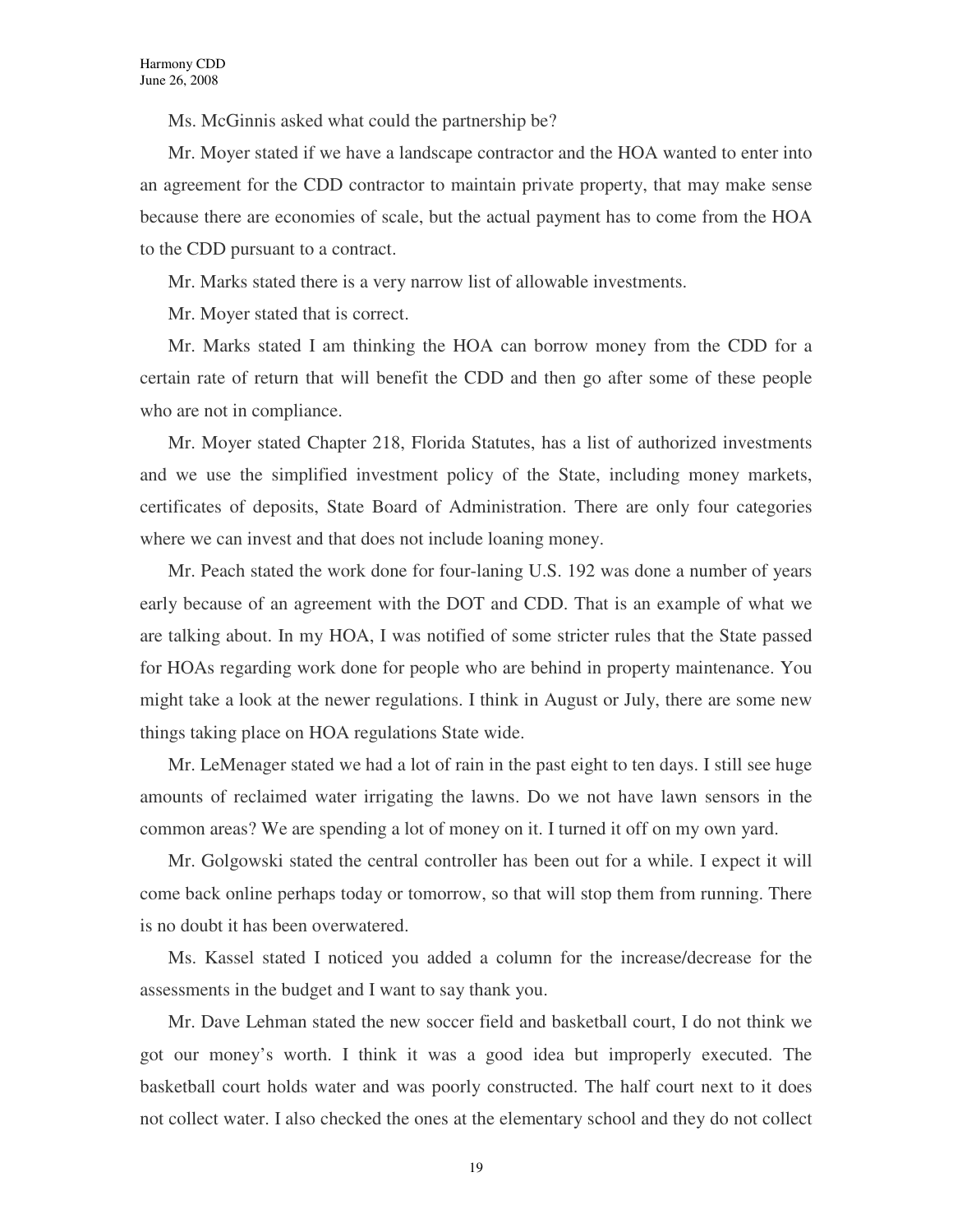Ms. McGinnis asked what could the partnership be?

Mr. Moyer stated if we have a landscape contractor and the HOA wanted to enter into an agreement for the CDD contractor to maintain private property, that may make sense because there are economies of scale, but the actual payment has to come from the HOA to the CDD pursuant to a contract.

Mr. Marks stated there is a very narrow list of allowable investments.

Mr. Moyer stated that is correct.

Mr. Marks stated I am thinking the HOA can borrow money from the CDD for a certain rate of return that will benefit the CDD and then go after some of these people who are not in compliance.

Mr. Moyer stated Chapter 218, Florida Statutes, has a list of authorized investments and we use the simplified investment policy of the State, including money markets, certificates of deposits, State Board of Administration. There are only four categories where we can invest and that does not include loaning money.

Mr. Peach stated the work done for four-laning U.S. 192 was done a number of years early because of an agreement with the DOT and CDD. That is an example of what we are talking about. In my HOA, I was notified of some stricter rules that the State passed for HOAs regarding work done for people who are behind in property maintenance. You might take a look at the newer regulations. I think in August or July, there are some new things taking place on HOA regulations State wide.

Mr. LeMenager stated we had a lot of rain in the past eight to ten days. I still see huge amounts of reclaimed water irrigating the lawns. Do we not have lawn sensors in the common areas? We are spending a lot of money on it. I turned it off on my own yard.

Mr. Golgowski stated the central controller has been out for a while. I expect it will come back online perhaps today or tomorrow, so that will stop them from running. There is no doubt it has been overwatered.

Ms. Kassel stated I noticed you added a column for the increase/decrease for the assessments in the budget and I want to say thank you.

Mr. Dave Lehman stated the new soccer field and basketball court, I do not think we got our money's worth. I think it was a good idea but improperly executed. The basketball court holds water and was poorly constructed. The half court next to it does not collect water. I also checked the ones at the elementary school and they do not collect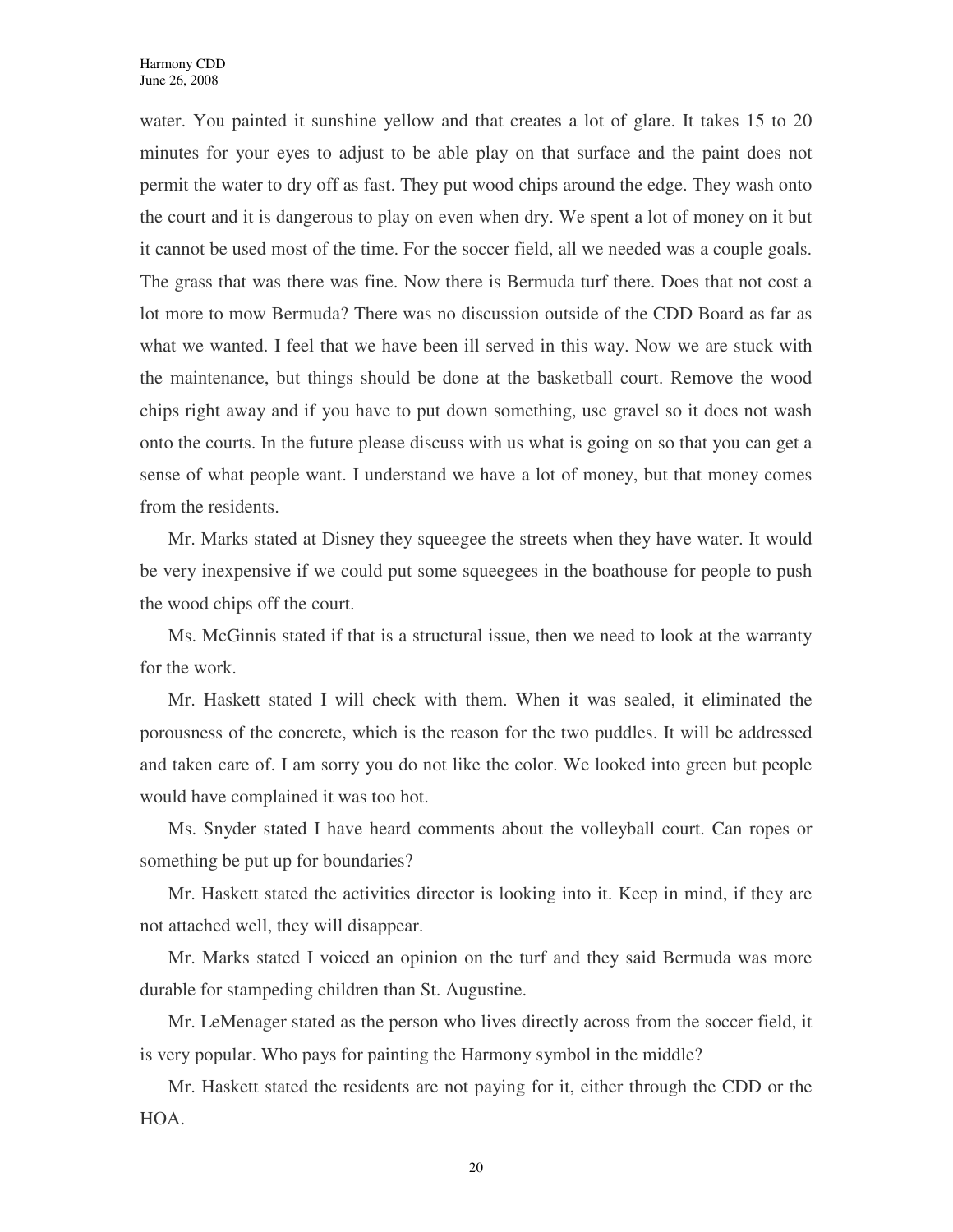water. You painted it sunshine yellow and that creates a lot of glare. It takes 15 to 20 minutes for your eyes to adjust to be able play on that surface and the paint does not permit the water to dry off as fast. They put wood chips around the edge. They wash onto the court and it is dangerous to play on even when dry. We spent a lot of money on it but it cannot be used most of the time. For the soccer field, all we needed was a couple goals. The grass that was there was fine. Now there is Bermuda turf there. Does that not cost a lot more to mow Bermuda? There was no discussion outside of the CDD Board as far as what we wanted. I feel that we have been ill served in this way. Now we are stuck with the maintenance, but things should be done at the basketball court. Remove the wood chips right away and if you have to put down something, use gravel so it does not wash onto the courts. In the future please discuss with us what is going on so that you can get a sense of what people want. I understand we have a lot of money, but that money comes from the residents.

Mr. Marks stated at Disney they squeegee the streets when they have water. It would be very inexpensive if we could put some squeegees in the boathouse for people to push the wood chips off the court.

Ms. McGinnis stated if that is a structural issue, then we need to look at the warranty for the work.

Mr. Haskett stated I will check with them. When it was sealed, it eliminated the porousness of the concrete, which is the reason for the two puddles. It will be addressed and taken care of. I am sorry you do not like the color. We looked into green but people would have complained it was too hot.

Ms. Snyder stated I have heard comments about the volleyball court. Can ropes or something be put up for boundaries?

Mr. Haskett stated the activities director is looking into it. Keep in mind, if they are not attached well, they will disappear.

Mr. Marks stated I voiced an opinion on the turf and they said Bermuda was more durable for stampeding children than St. Augustine.

Mr. LeMenager stated as the person who lives directly across from the soccer field, it is very popular. Who pays for painting the Harmony symbol in the middle?

Mr. Haskett stated the residents are not paying for it, either through the CDD or the HOA.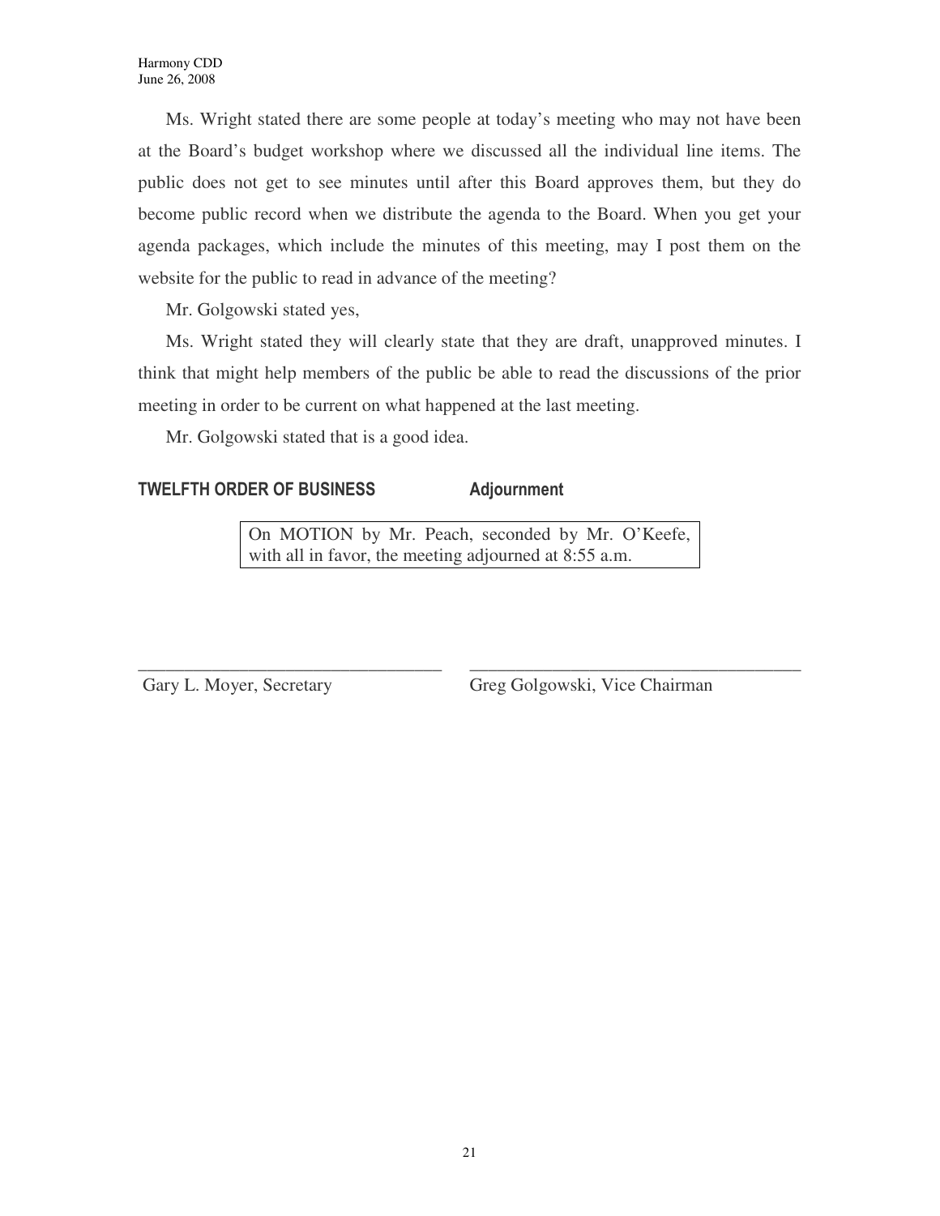Ms. Wright stated there are some people at today's meeting who may not have been at the Board's budget workshop where we discussed all the individual line items. The public does not get to see minutes until after this Board approves them, but they do become public record when we distribute the agenda to the Board. When you get your agenda packages, which include the minutes of this meeting, may I post them on the website for the public to read in advance of the meeting?

Mr. Golgowski stated yes,

Ms. Wright stated they will clearly state that they are draft, unapproved minutes. I think that might help members of the public be able to read the discussions of the prior meeting in order to be current on what happened at the last meeting.

Mr. Golgowski stated that is a good idea.

**TWELFTH ORDER OF BUSINESS Adjournment**

> On MOTION by Mr. Peach, seconded by Mr. O'Keefe, with all in favor, the meeting adjourned at 8:55 a.m.

| | |
|---|---|
| ______________________________ | ______________________________ |
| Gary L. Moyer, Secretary | Greg Golgowski, Vice Chairman |